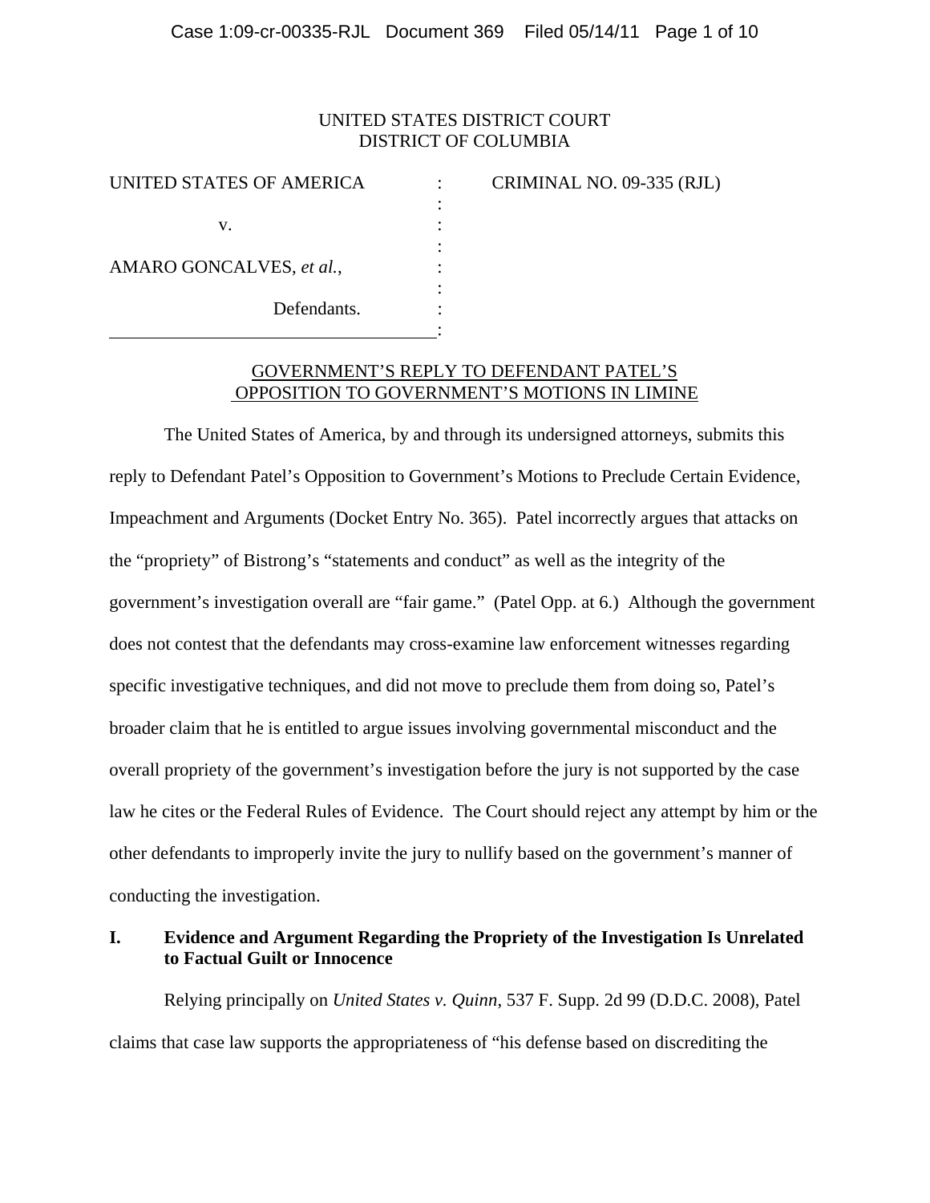UNITED STATES DISTRICT COURT
DISTRICT OF COLUMBIA

| | | |
|---|---|---|
| UNITED STATES OF AMERICA | : | CRIMINAL NO. 09-335 (RJL) |
| | : | |
| v. | : | |
| | : | |
| AMARO GONCALVES, *et al.*, | : | |
| | : | |
| Defendants. | : | |
| | : | |

GOVERNMENT'S REPLY TO DEFENDANT PATEL'S OPPOSITION TO GOVERNMENT'S MOTIONS IN LIMINE

The United States of America, by and through its undersigned attorneys, submits this reply to Defendant Patel's Opposition to Government's Motions to Preclude Certain Evidence, Impeachment and Arguments (Docket Entry No. 365). Patel incorrectly argues that attacks on the "propriety" of Bistrong's "statements and conduct" as well as the integrity of the government's investigation overall are "fair game." (Patel Opp. at 6.) Although the government does not contest that the defendants may cross-examine law enforcement witnesses regarding specific investigative techniques, and did not move to preclude them from doing so, Patel's broader claim that he is entitled to argue issues involving governmental misconduct and the overall propriety of the government's investigation before the jury is not supported by the case law he cites or the Federal Rules of Evidence. The Court should reject any attempt by him or the other defendants to improperly invite the jury to nullify based on the government's manner of conducting the investigation.

## I. Evidence and Argument Regarding the Propriety of the Investigation Is Unrelated to Factual Guilt or Innocence

Relying principally on *United States v. Quinn*, 537 F. Supp. 2d 99 (D.D.C. 2008), Patel claims that case law supports the appropriateness of "his defense based on discrediting the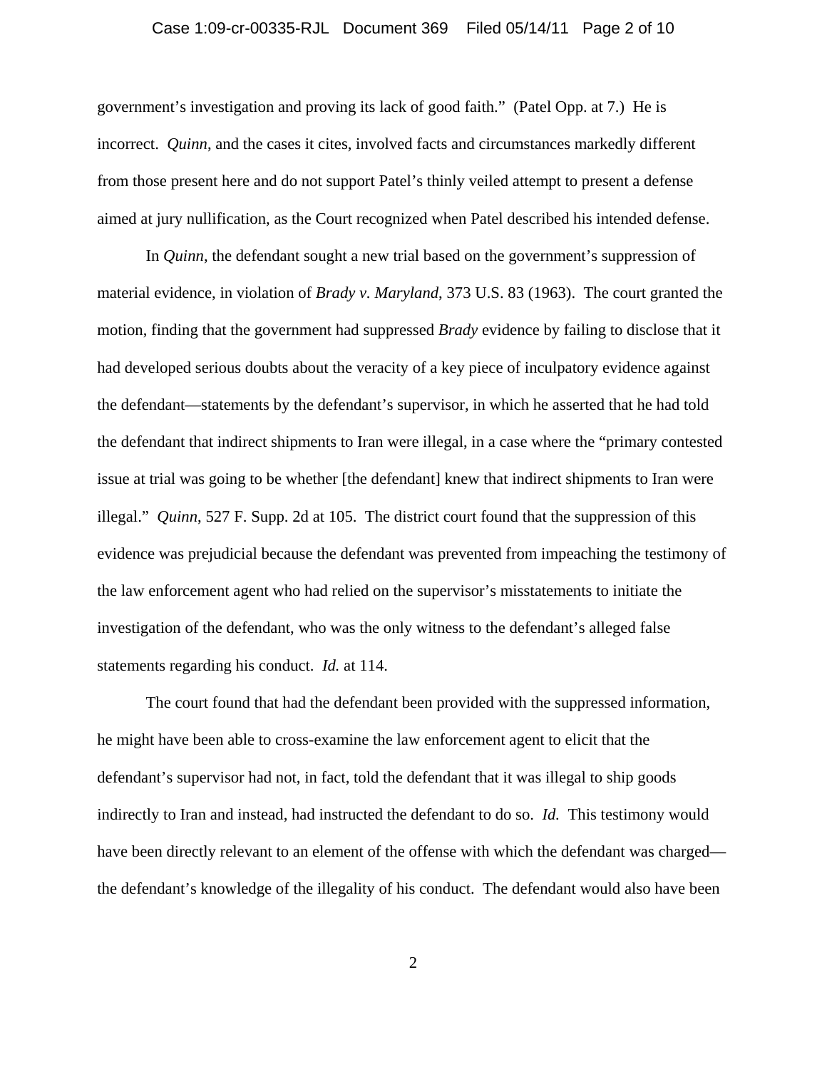government's investigation and proving its lack of good faith." (Patel Opp. at 7.) He is incorrect. *Quinn*, and the cases it cites, involved facts and circumstances markedly different from those present here and do not support Patel's thinly veiled attempt to present a defense aimed at jury nullification, as the Court recognized when Patel described his intended defense.

In *Quinn*, the defendant sought a new trial based on the government's suppression of material evidence, in violation of *Brady v. Maryland*, 373 U.S. 83 (1963). The court granted the motion, finding that the government had suppressed *Brady* evidence by failing to disclose that it had developed serious doubts about the veracity of a key piece of inculpatory evidence against the defendant—statements by the defendant's supervisor, in which he asserted that he had told the defendant that indirect shipments to Iran were illegal, in a case where the "primary contested issue at trial was going to be whether [the defendant] knew that indirect shipments to Iran were illegal." *Quinn*, 527 F. Supp. 2d at 105. The district court found that the suppression of this evidence was prejudicial because the defendant was prevented from impeaching the testimony of the law enforcement agent who had relied on the supervisor's misstatements to initiate the investigation of the defendant, who was the only witness to the defendant's alleged false statements regarding his conduct. *Id.* at 114.

The court found that had the defendant been provided with the suppressed information, he might have been able to cross-examine the law enforcement agent to elicit that the defendant's supervisor had not, in fact, told the defendant that it was illegal to ship goods indirectly to Iran and instead, had instructed the defendant to do so. *Id.* This testimony would have been directly relevant to an element of the offense with which the defendant was charged—the defendant's knowledge of the illegality of his conduct. The defendant would also have been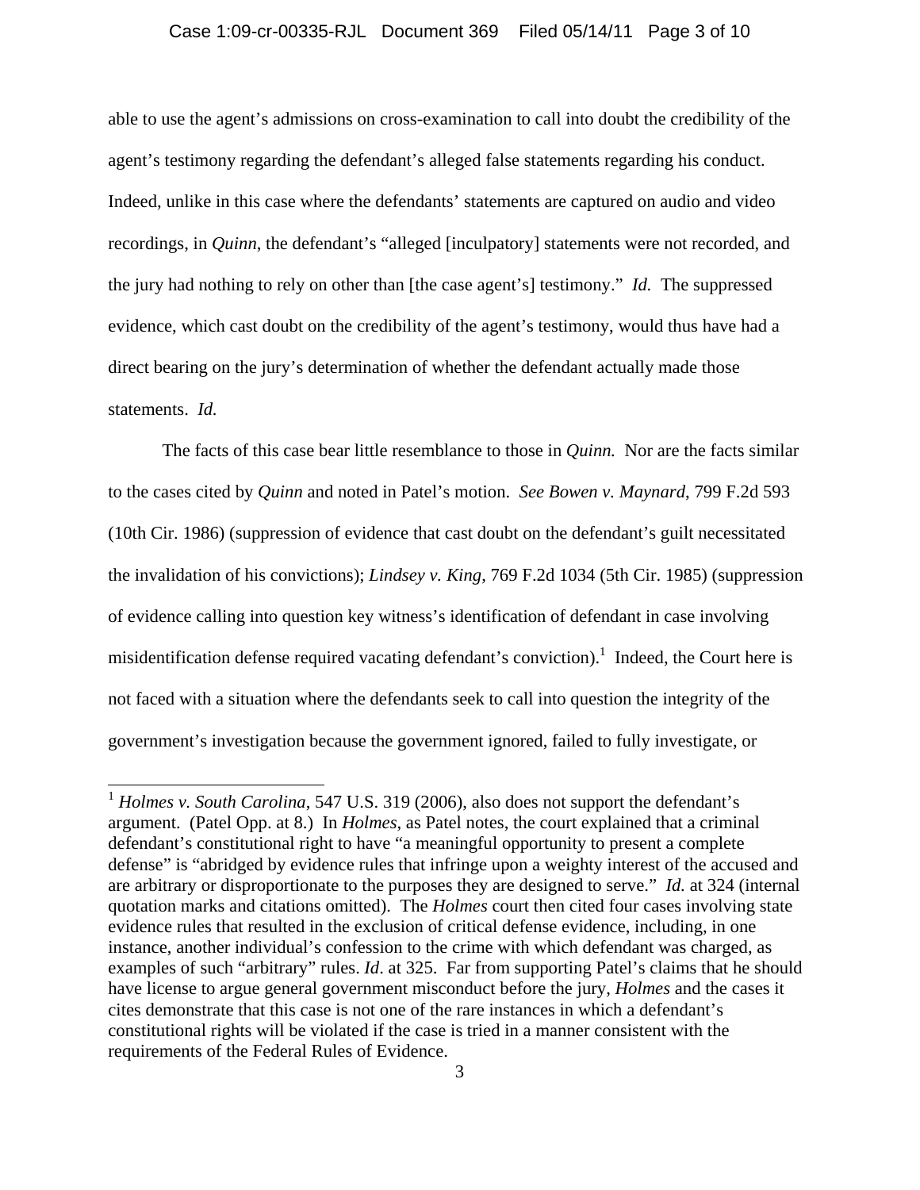able to use the agent's admissions on cross-examination to call into doubt the credibility of the agent's testimony regarding the defendant's alleged false statements regarding his conduct. Indeed, unlike in this case where the defendants' statements are captured on audio and video recordings, in *Quinn*, the defendant's "alleged [inculpatory] statements were not recorded, and the jury had nothing to rely on other than [the case agent's] testimony." *Id.* The suppressed evidence, which cast doubt on the credibility of the agent's testimony, would thus have had a direct bearing on the jury's determination of whether the defendant actually made those statements. *Id.*

The facts of this case bear little resemblance to those in *Quinn.* Nor are the facts similar to the cases cited by *Quinn* and noted in Patel's motion. *See Bowen v. Maynard*, 799 F.2d 593 (10th Cir. 1986) (suppression of evidence that cast doubt on the defendant's guilt necessitated the invalidation of his convictions); *Lindsey v. King*, 769 F.2d 1034 (5th Cir. 1985) (suppression of evidence calling into question key witness's identification of defendant in case involving misidentification defense required vacating defendant's conviction).[1] Indeed, the Court here is not faced with a situation where the defendants seek to call into question the integrity of the government's investigation because the government ignored, failed to fully investigate, or

---

[1] *Holmes v. South Carolina*, 547 U.S. 319 (2006), also does not support the defendant's argument. (Patel Opp. at 8.) In *Holmes*, as Patel notes, the court explained that a criminal defendant's constitutional right to have "a meaningful opportunity to present a complete defense" is "abridged by evidence rules that infringe upon a weighty interest of the accused and are arbitrary or disproportionate to the purposes they are designed to serve." *Id.* at 324 (internal quotation marks and citations omitted). The *Holmes* court then cited four cases involving state evidence rules that resulted in the exclusion of critical defense evidence, including, in one instance, another individual's confession to the crime with which defendant was charged, as examples of such "arbitrary" rules. *Id*. at 325. Far from supporting Patel's claims that he should have license to argue general government misconduct before the jury, *Holmes* and the cases it cites demonstrate that this case is not one of the rare instances in which a defendant's constitutional rights will be violated if the case is tried in a manner consistent with the requirements of the Federal Rules of Evidence.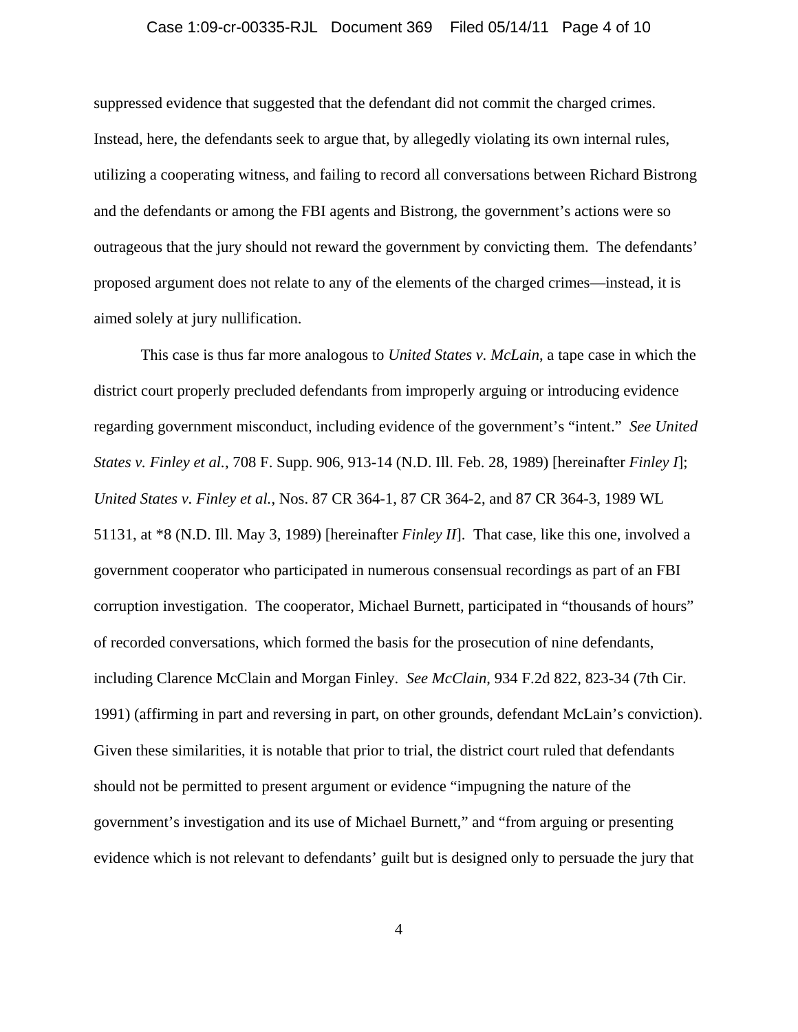suppressed evidence that suggested that the defendant did not commit the charged crimes. Instead, here, the defendants seek to argue that, by allegedly violating its own internal rules, utilizing a cooperating witness, and failing to record all conversations between Richard Bistrong and the defendants or among the FBI agents and Bistrong, the government's actions were so outrageous that the jury should not reward the government by convicting them. The defendants' proposed argument does not relate to any of the elements of the charged crimes—instead, it is aimed solely at jury nullification.

This case is thus far more analogous to *United States v. McLain*, a tape case in which the district court properly precluded defendants from improperly arguing or introducing evidence regarding government misconduct, including evidence of the government's "intent." *See United States v. Finley et al.*, 708 F. Supp. 906, 913-14 (N.D. Ill. Feb. 28, 1989) [hereinafter *Finley I*]; *United States v. Finley et al.*, Nos. 87 CR 364-1, 87 CR 364-2, and 87 CR 364-3, 1989 WL 51131, at *8 (N.D. Ill. May 3, 1989) [hereinafter *Finley II*]. That case, like this one, involved a government cooperator who participated in numerous consensual recordings as part of an FBI corruption investigation. The cooperator, Michael Burnett, participated in "thousands of hours" of recorded conversations, which formed the basis for the prosecution of nine defendants, including Clarence McClain and Morgan Finley. *See McClain*, 934 F.2d 822, 823-34 (7th Cir. 1991) (affirming in part and reversing in part, on other grounds, defendant McLain's conviction). Given these similarities, it is notable that prior to trial, the district court ruled that defendants should not be permitted to present argument or evidence "impugning the nature of the government's investigation and its use of Michael Burnett," and "from arguing or presenting evidence which is not relevant to defendants' guilt but is designed only to persuade the jury that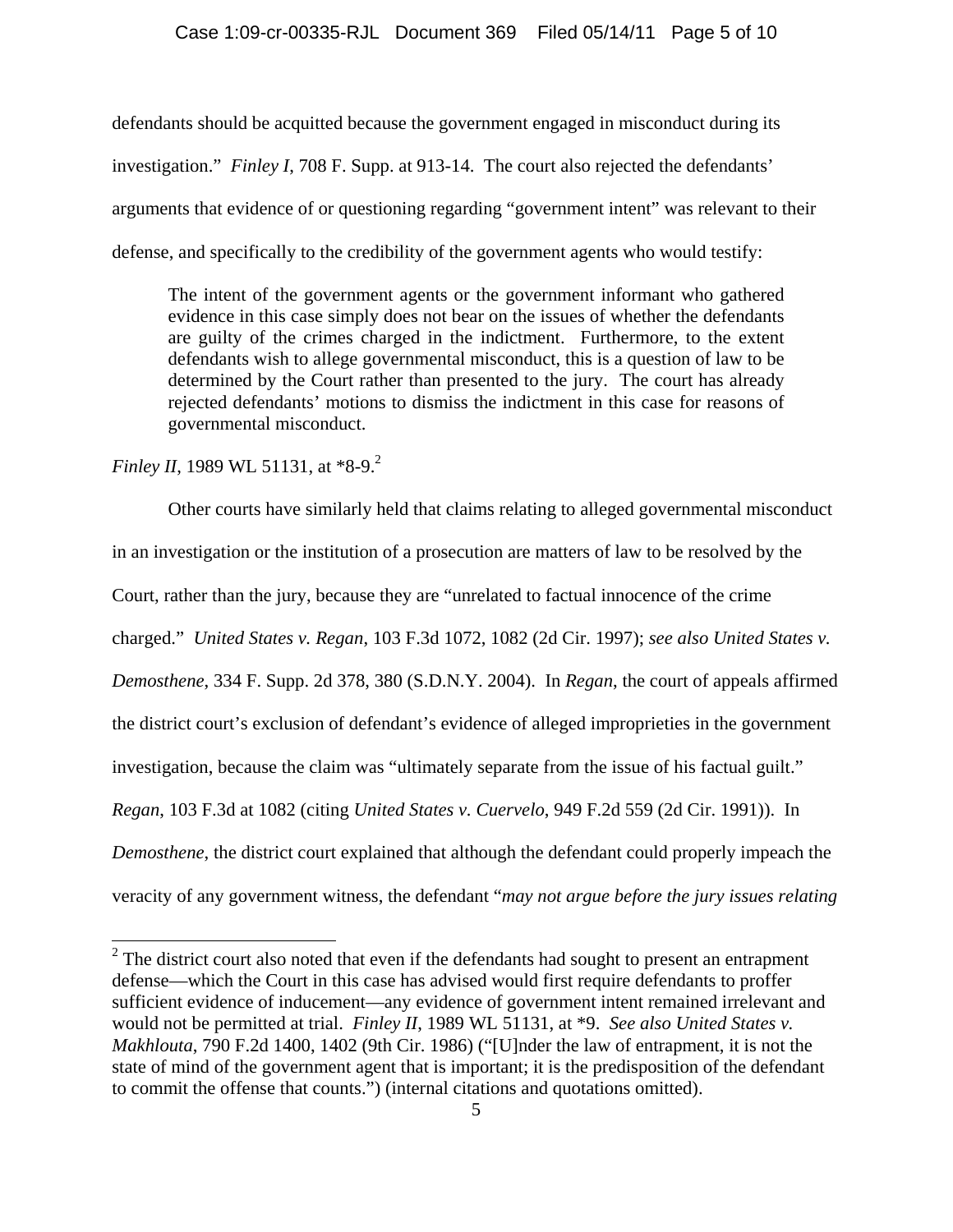defendants should be acquitted because the government engaged in misconduct during its investigation." *Finley I*, 708 F. Supp. at 913-14. The court also rejected the defendants' arguments that evidence of or questioning regarding "government intent" was relevant to their defense, and specifically to the credibility of the government agents who would testify:

> The intent of the government agents or the government informant who gathered evidence in this case simply does not bear on the issues of whether the defendants are guilty of the crimes charged in the indictment. Furthermore, to the extent defendants wish to allege governmental misconduct, this is a question of law to be determined by the Court rather than presented to the jury. The court has already rejected defendants' motions to dismiss the indictment in this case for reasons of governmental misconduct.

*Finley II*, 1989 WL 51131, at *8-9.[2]

Other courts have similarly held that claims relating to alleged governmental misconduct in an investigation or the institution of a prosecution are matters of law to be resolved by the Court, rather than the jury, because they are "unrelated to factual innocence of the crime charged." *United States v. Regan*, 103 F.3d 1072, 1082 (2d Cir. 1997); *see also United States v. Demosthene*, 334 F. Supp. 2d 378, 380 (S.D.N.Y. 2004). In *Regan*, the court of appeals affirmed the district court's exclusion of defendant's evidence of alleged improprieties in the government investigation, because the claim was "ultimately separate from the issue of his factual guilt." *Regan*, 103 F.3d at 1082 (citing *United States v. Cuervelo*, 949 F.2d 559 (2d Cir. 1991)). In *Demosthene*, the district court explained that although the defendant could properly impeach the veracity of any government witness, the defendant "*may not argue before the jury issues relating*

[2] The district court also noted that even if the defendants had sought to present an entrapment defense—which the Court in this case has advised would first require defendants to proffer sufficient evidence of inducement—any evidence of government intent remained irrelevant and would not be permitted at trial. *Finley II*, 1989 WL 51131, at *9. *See also United States v. Makhlouta*, 790 F.2d 1400, 1402 (9th Cir. 1986) ("[U]nder the law of entrapment, it is not the state of mind of the government agent that is important; it is the predisposition of the defendant to commit the offense that counts.") (internal citations and quotations omitted).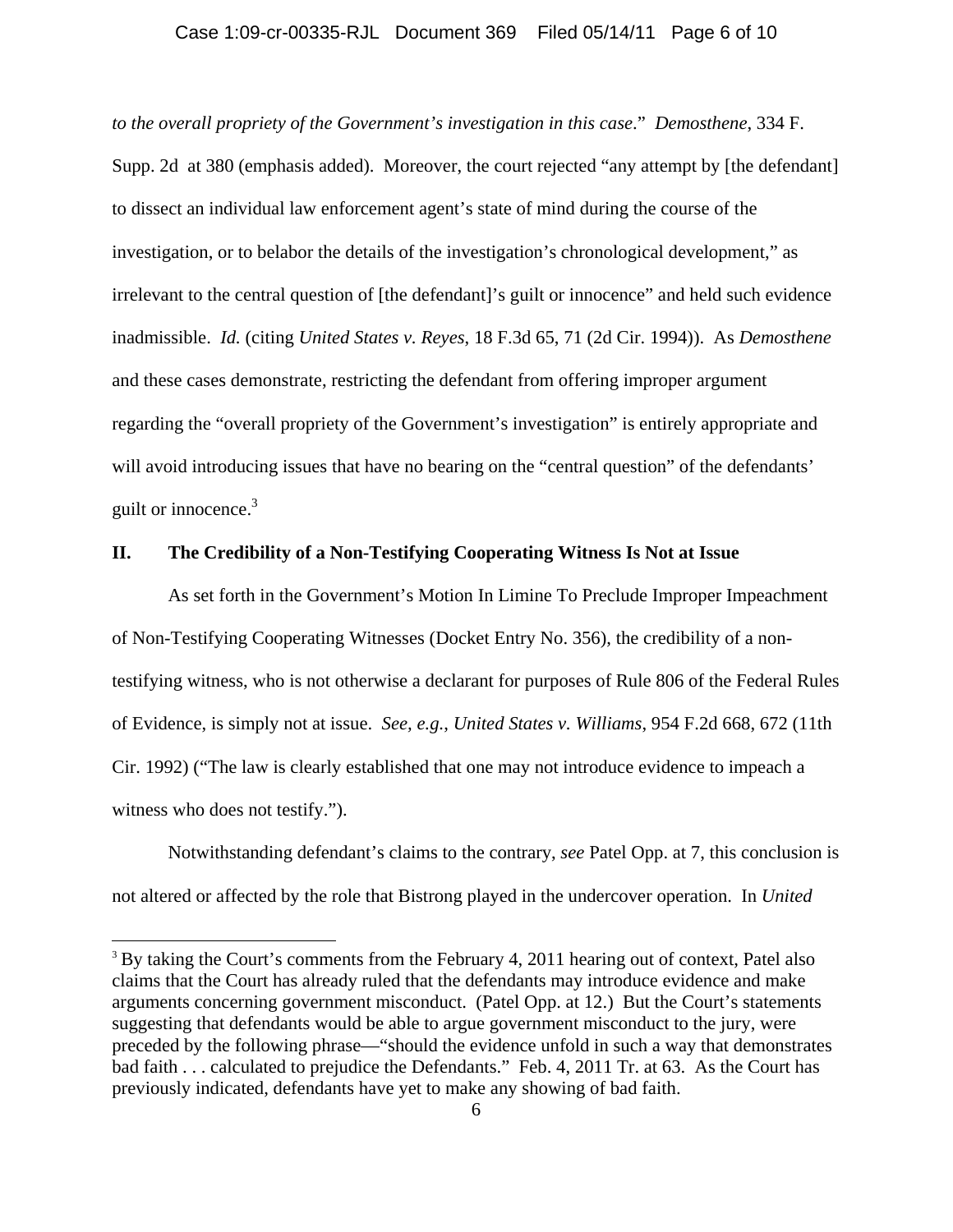*to the overall propriety of the Government's investigation in this case*." *Demosthene*, 334 F. Supp. 2d at 380 (emphasis added). Moreover, the court rejected "any attempt by [the defendant] to dissect an individual law enforcement agent's state of mind during the course of the investigation, or to belabor the details of the investigation's chronological development," as irrelevant to the central question of [the defendant]'s guilt or innocence" and held such evidence inadmissible. *Id.* (citing *United States v. Reyes*, 18 F.3d 65, 71 (2d Cir. 1994)). As *Demosthene* and these cases demonstrate, restricting the defendant from offering improper argument regarding the "overall propriety of the Government's investigation" is entirely appropriate and will avoid introducing issues that have no bearing on the "central question" of the defendants' guilt or innocence.[3]

## II. The Credibility of a Non-Testifying Cooperating Witness Is Not at Issue

As set forth in the Government's Motion In Limine To Preclude Improper Impeachment of Non-Testifying Cooperating Witnesses (Docket Entry No. 356), the credibility of a non-testifying witness, who is not otherwise a declarant for purposes of Rule 806 of the Federal Rules of Evidence, is simply not at issue. *See, e.g., United States v. Williams*, 954 F.2d 668, 672 (11th Cir. 1992) ("The law is clearly established that one may not introduce evidence to impeach a witness who does not testify.").

Notwithstanding defendant's claims to the contrary, *see* Patel Opp. at 7, this conclusion is not altered or affected by the role that Bistrong played in the undercover operation. In *United*

[3] By taking the Court's comments from the February 4, 2011 hearing out of context, Patel also claims that the Court has already ruled that the defendants may introduce evidence and make arguments concerning government misconduct. (Patel Opp. at 12.) But the Court's statements suggesting that defendants would be able to argue government misconduct to the jury, were preceded by the following phrase—"should the evidence unfold in such a way that demonstrates bad faith . . . calculated to prejudice the Defendants." Feb. 4, 2011 Tr. at 63. As the Court has previously indicated, defendants have yet to make any showing of bad faith.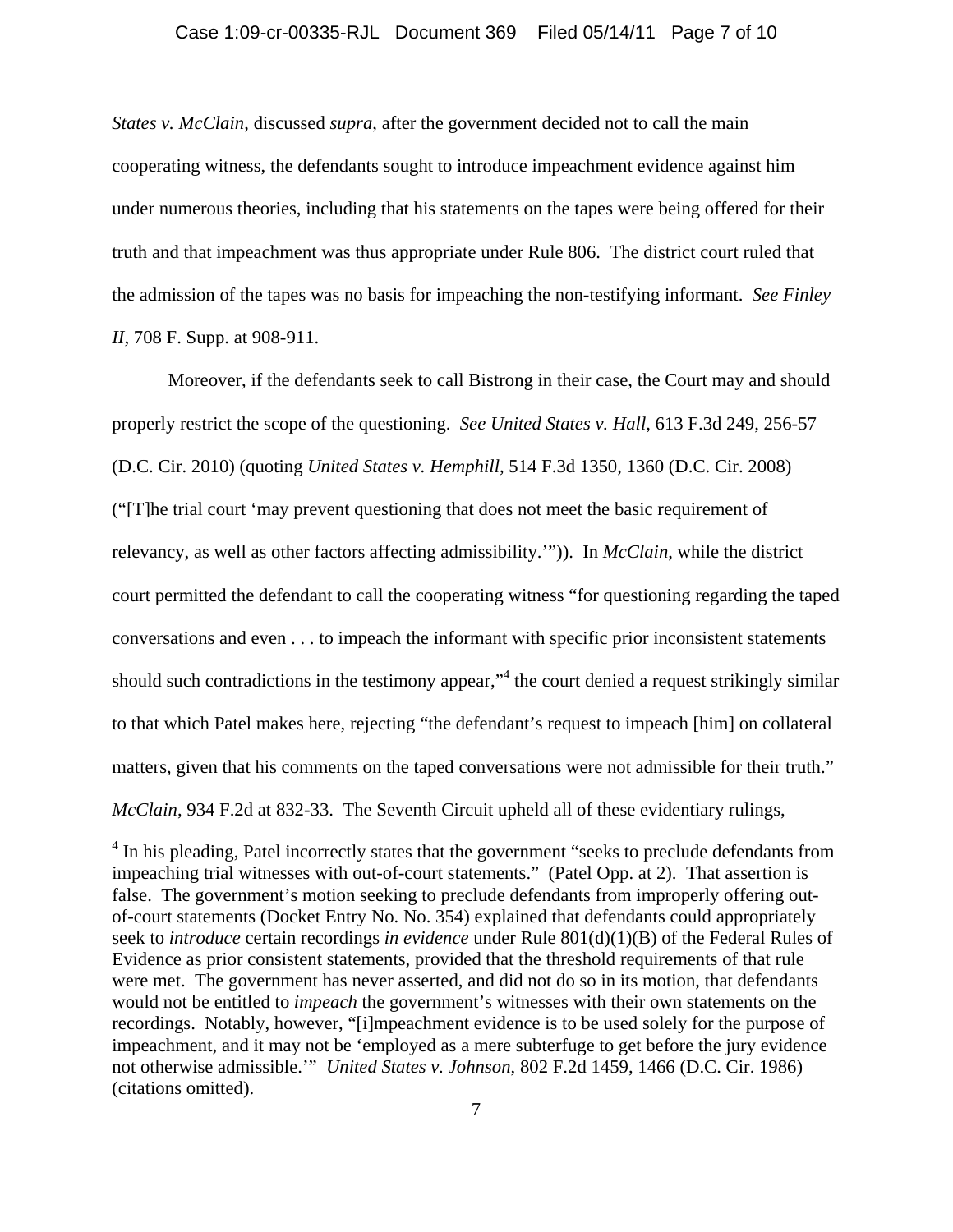*States v. McClain*, discussed *supra*, after the government decided not to call the main cooperating witness, the defendants sought to introduce impeachment evidence against him under numerous theories, including that his statements on the tapes were being offered for their truth and that impeachment was thus appropriate under Rule 806. The district court ruled that the admission of the tapes was no basis for impeaching the non-testifying informant. *See Finley II*, 708 F. Supp. at 908-911.

Moreover, if the defendants seek to call Bistrong in their case, the Court may and should properly restrict the scope of the questioning. *See United States v. Hall*, 613 F.3d 249, 256-57 (D.C. Cir. 2010) (quoting *United States v. Hemphill*, 514 F.3d 1350, 1360 (D.C. Cir. 2008) ("[T]he trial court 'may prevent questioning that does not meet the basic requirement of relevancy, as well as other factors affecting admissibility.'")). In *McClain*, while the district court permitted the defendant to call the cooperating witness "for questioning regarding the taped conversations and even . . . to impeach the informant with specific prior inconsistent statements should such contradictions in the testimony appear,"[4] the court denied a request strikingly similar to that which Patel makes here, rejecting "the defendant's request to impeach [him] on collateral matters, given that his comments on the taped conversations were not admissible for their truth." *McClain*, 934 F.2d at 832-33. The Seventh Circuit upheld all of these evidentiary rulings,

[4] In his pleading, Patel incorrectly states that the government "seeks to preclude defendants from impeaching trial witnesses with out-of-court statements." (Patel Opp. at 2). That assertion is false. The government's motion seeking to preclude defendants from improperly offering out-of-court statements (Docket Entry No. No. 354) explained that defendants could appropriately seek to *introduce* certain recordings *in evidence* under Rule 801(d)(1)(B) of the Federal Rules of Evidence as prior consistent statements, provided that the threshold requirements of that rule were met. The government has never asserted, and did not do so in its motion, that defendants would not be entitled to *impeach* the government's witnesses with their own statements on the recordings. Notably, however, "[i]mpeachment evidence is to be used solely for the purpose of impeachment, and it may not be 'employed as a mere subterfuge to get before the jury evidence not otherwise admissible.'" *United States v. Johnson*, 802 F.2d 1459, 1466 (D.C. Cir. 1986) (citations omitted).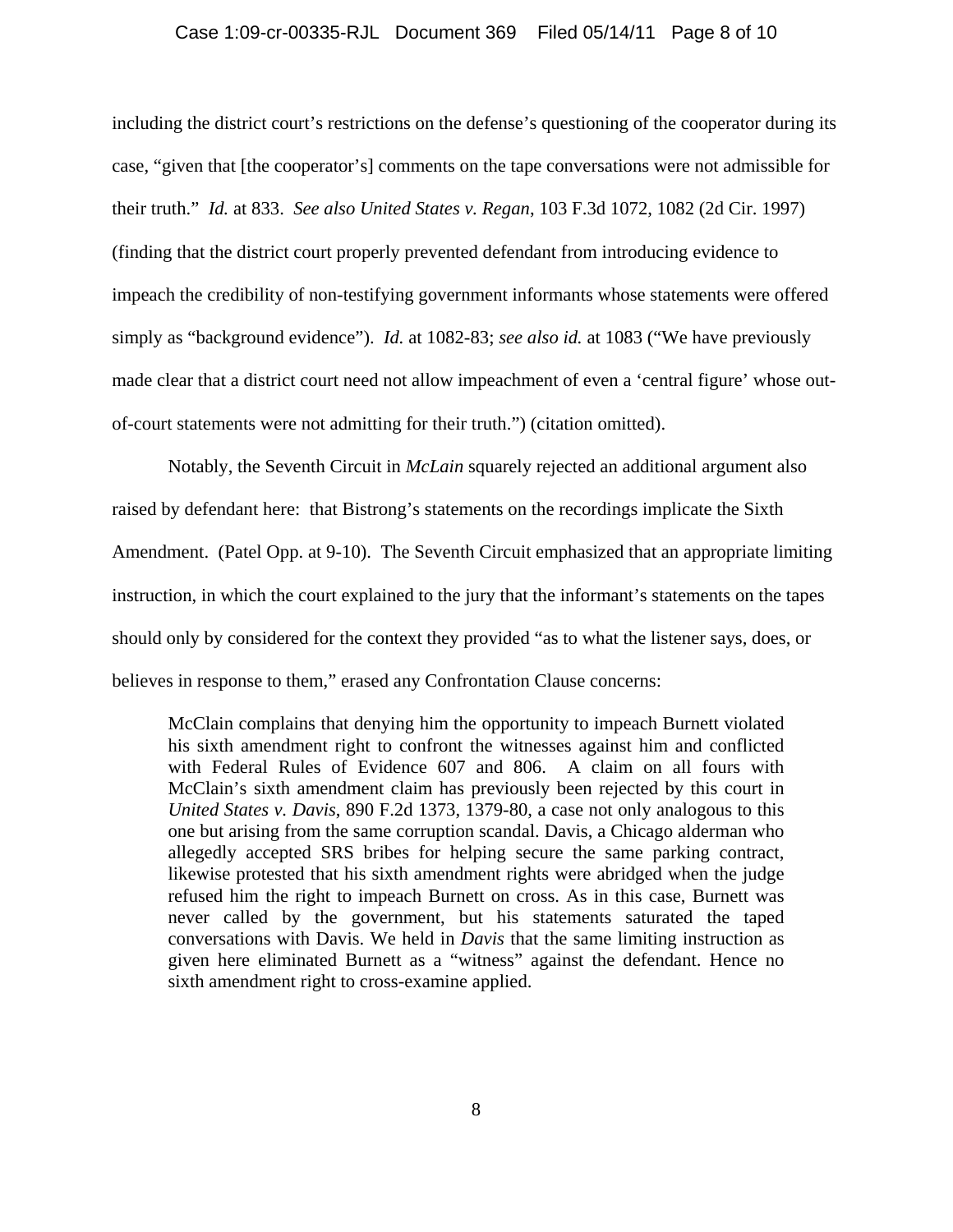including the district court's restrictions on the defense's questioning of the cooperator during its case, "given that [the cooperator's] comments on the tape conversations were not admissible for their truth." *Id.* at 833. *See also United States v. Regan*, 103 F.3d 1072, 1082 (2d Cir. 1997) (finding that the district court properly prevented defendant from introducing evidence to impeach the credibility of non-testifying government informants whose statements were offered simply as "background evidence"). *Id.* at 1082-83; *see also id.* at 1083 ("We have previously made clear that a district court need not allow impeachment of even a 'central figure' whose out-of-court statements were not admitting for their truth.") (citation omitted).

Notably, the Seventh Circuit in *McLain* squarely rejected an additional argument also raised by defendant here: that Bistrong's statements on the recordings implicate the Sixth Amendment. (Patel Opp. at 9-10). The Seventh Circuit emphasized that an appropriate limiting instruction, in which the court explained to the jury that the informant's statements on the tapes should only by considered for the context they provided "as to what the listener says, does, or believes in response to them," erased any Confrontation Clause concerns:

> McClain complains that denying him the opportunity to impeach Burnett violated his sixth amendment right to confront the witnesses against him and conflicted with Federal Rules of Evidence 607 and 806. A claim on all fours with McClain's sixth amendment claim has previously been rejected by this court in *United States v. Davis*, 890 F.2d 1373, 1379-80, a case not only analogous to this one but arising from the same corruption scandal. Davis, a Chicago alderman who allegedly accepted SRS bribes for helping secure the same parking contract, likewise protested that his sixth amendment rights were abridged when the judge refused him the right to impeach Burnett on cross. As in this case, Burnett was never called by the government, but his statements saturated the taped conversations with Davis. We held in *Davis* that the same limiting instruction as given here eliminated Burnett as a "witness" against the defendant. Hence no sixth amendment right to cross-examine applied.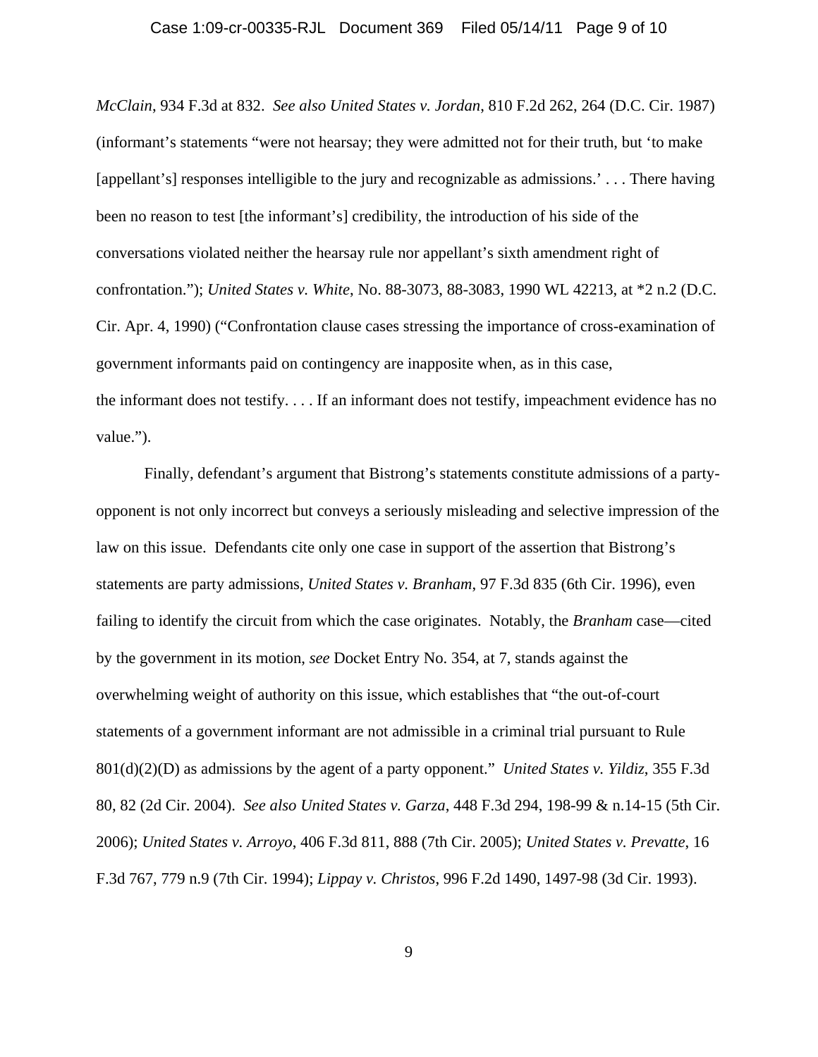*McClain*, 934 F.3d at 832. *See also United States v. Jordan*, 810 F.2d 262, 264 (D.C. Cir. 1987) (informant's statements "were not hearsay; they were admitted not for their truth, but 'to make [appellant's] responses intelligible to the jury and recognizable as admissions.' . . . There having been no reason to test [the informant's] credibility, the introduction of his side of the conversations violated neither the hearsay rule nor appellant's sixth amendment right of confrontation."); *United States v. White*, No. 88-3073, 88-3083, 1990 WL 42213, at *2 n.2 (D.C. Cir. Apr. 4, 1990) ("Confrontation clause cases stressing the importance of cross-examination of government informants paid on contingency are inapposite when, as in this case, the informant does not testify. . . . If an informant does not testify, impeachment evidence has no value.").

Finally, defendant's argument that Bistrong's statements constitute admissions of a party-opponent is not only incorrect but conveys a seriously misleading and selective impression of the law on this issue. Defendants cite only one case in support of the assertion that Bistrong's statements are party admissions, *United States v. Branham*, 97 F.3d 835 (6th Cir. 1996), even failing to identify the circuit from which the case originates. Notably, the *Branham* case—cited by the government in its motion, *see* Docket Entry No. 354, at 7, stands against the overwhelming weight of authority on this issue, which establishes that "the out-of-court statements of a government informant are not admissible in a criminal trial pursuant to Rule 801(d)(2)(D) as admissions by the agent of a party opponent." *United States v. Yildiz*, 355 F.3d 80, 82 (2d Cir. 2004). *See also United States v. Garza*, 448 F.3d 294, 198-99 & n.14-15 (5th Cir. 2006); *United States v. Arroyo*, 406 F.3d 811, 888 (7th Cir. 2005); *United States v. Prevatte*, 16 F.3d 767, 779 n.9 (7th Cir. 1994); *Lippay v. Christos*, 996 F.2d 1490, 1497-98 (3d Cir. 1993).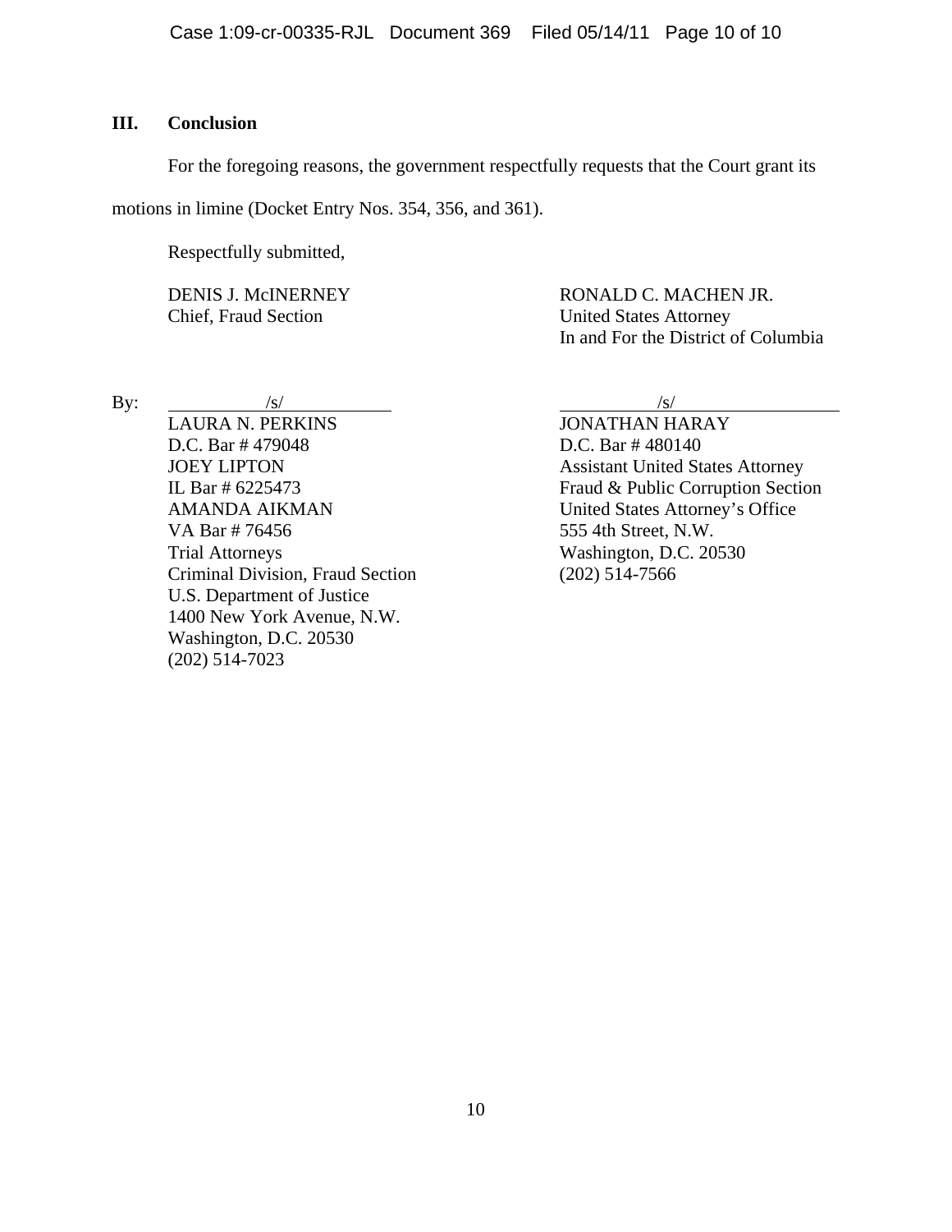## III. Conclusion

For the foregoing reasons, the government respectfully requests that the Court grant its motions in limine (Docket Entry Nos. 354, 356, and 361).

Respectfully submitted,

DENIS J. McINERNEY
Chief, Fraud Section

By: /s/
LAURA N. PERKINS
D.C. Bar # 479048
JOEY LIPTON
IL Bar # 6225473
AMANDA AIKMAN
VA Bar # 76456
Trial Attorneys
Criminal Division, Fraud Section
U.S. Department of Justice
1400 New York Avenue, N.W.
Washington, D.C. 20530
(202) 514-7023

RONALD C. MACHEN JR.
United States Attorney
In and For the District of Columbia

/s/
JONATHAN HARAY
D.C. Bar # 480140
Assistant United States Attorney
Fraud & Public Corruption Section
United States Attorney's Office
555 4th Street, N.W.
Washington, D.C. 20530
(202) 514-7566